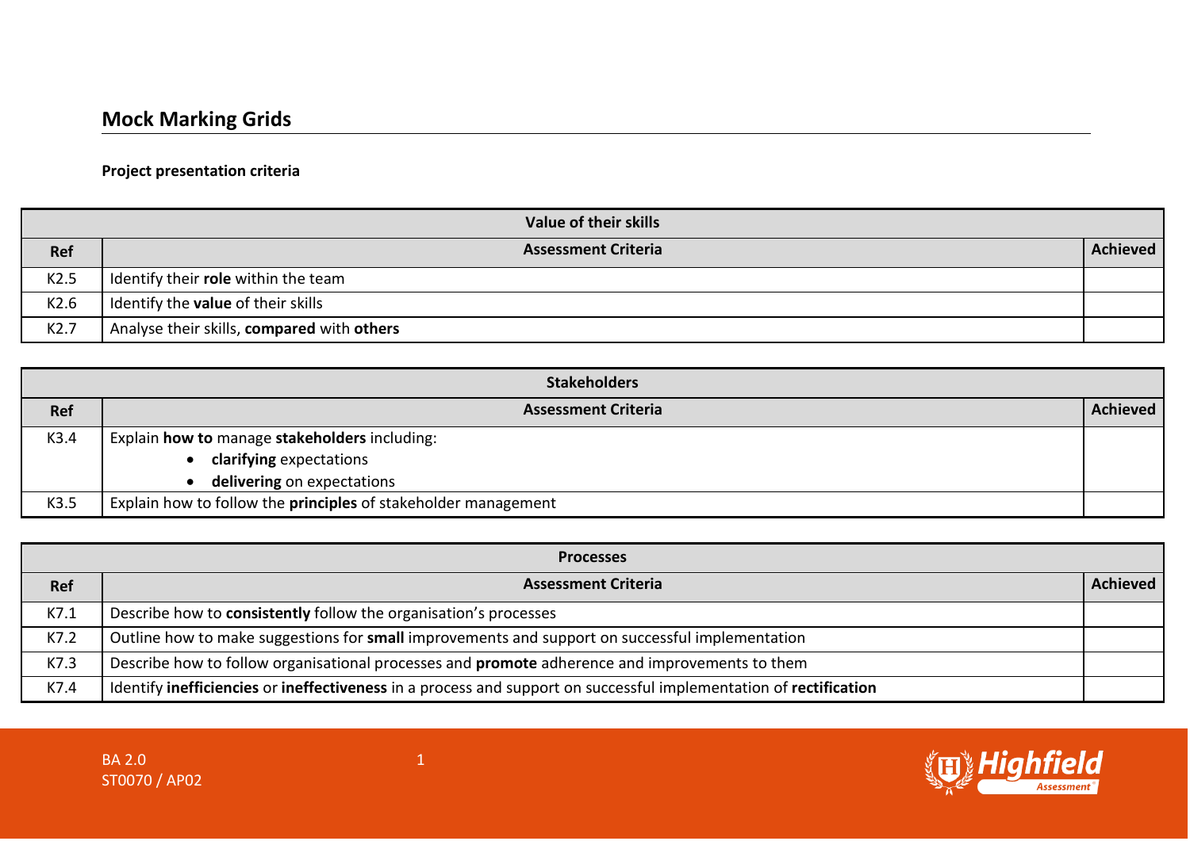## Mock Marking Grids

**Project presentation criteria**

| Value of their skills | | |
|---|---|---|
| **Ref** | **Assessment Criteria** | **Achieved** |
| K2.5 | Identify their **role** within the team | |
| K2.6 | Identify the **value** of their skills | |
| K2.7 | Analyse their skills, **compared** with **others** | |

| Stakeholders | | |
|---|---|---|
| **Ref** | **Assessment Criteria** | **Achieved** |
| K3.4 | Explain **how to** manage **stakeholders** including: <br>• **clarifying** expectations <br>• **delivering** on expectations | |
| K3.5 | Explain how to follow the **principles** of stakeholder management | |

| Processes | | |
|---|---|---|
| **Ref** | **Assessment Criteria** | **Achieved** |
| K7.1 | Describe how to **consistently** follow the organisation's processes | |
| K7.2 | Outline how to make suggestions for **small** improvements and support on successful implementation | |
| K7.3 | Describe how to follow organisational processes and **promote** adherence and improvements to them | |
| K7.4 | Identify **inefficiencies** or **ineffectiveness** in a process and support on successful implementation of **rectification** | |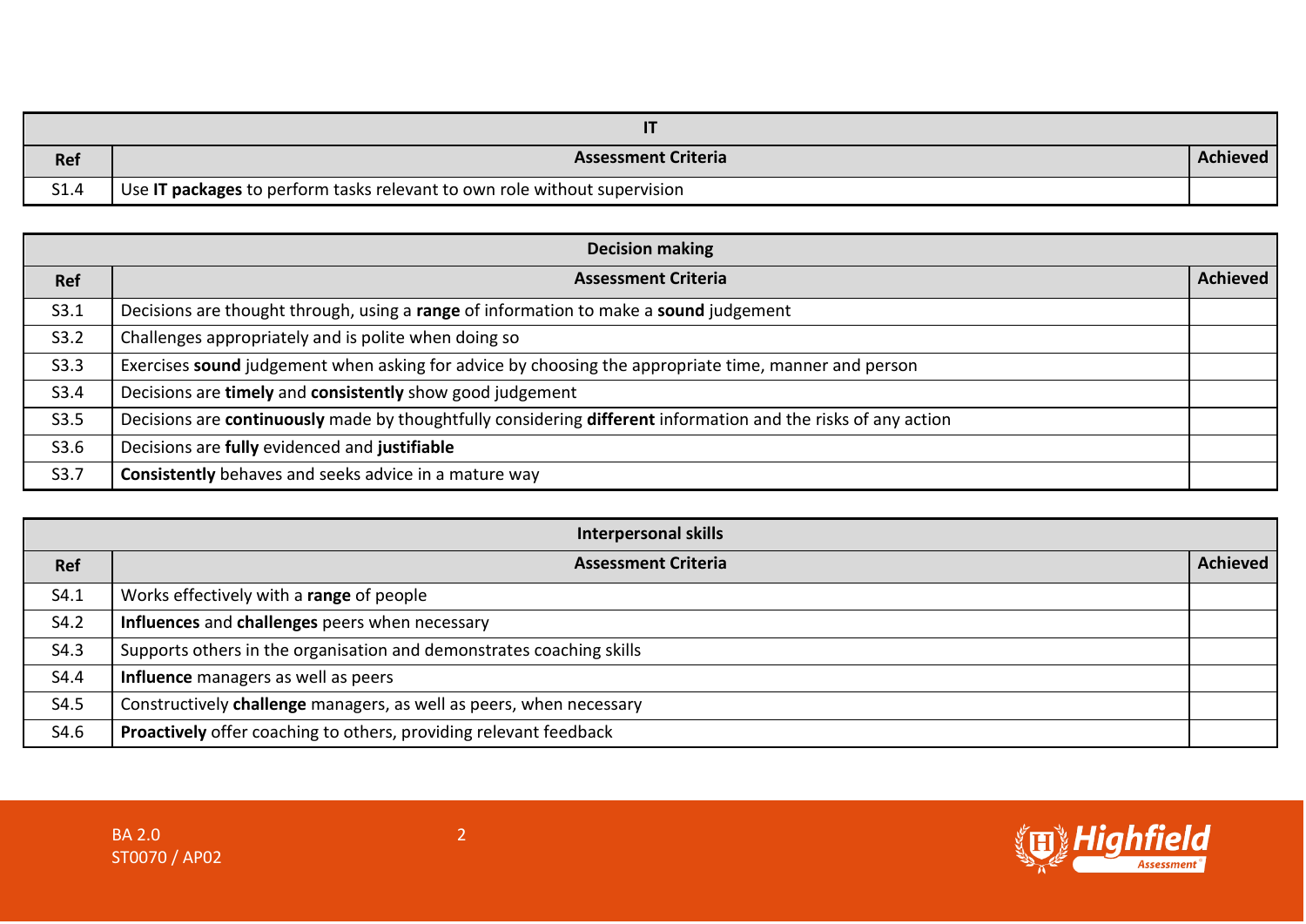| IT | | |
|---|---|---|
| **Ref** | **Assessment Criteria** | **Achieved** |
| S1.4 | Use **IT packages** to perform tasks relevant to own role without supervision | |

| Decision making | | |
|---|---|---|
| **Ref** | **Assessment Criteria** | **Achieved** |
| S3.1 | Decisions are thought through, using a **range** of information to make a **sound** judgement | |
| S3.2 | Challenges appropriately and is polite when doing so | |
| S3.3 | Exercises **sound** judgement when asking for advice by choosing the appropriate time, manner and person | |
| S3.4 | Decisions are **timely** and **consistently** show good judgement | |
| S3.5 | Decisions are **continuously** made by thoughtfully considering **different** information and the risks of any action | |
| S3.6 | Decisions are **fully** evidenced and **justifiable** | |
| S3.7 | **Consistently** behaves and seeks advice in a mature way | |

| Interpersonal skills | | |
|---|---|---|
| **Ref** | **Assessment Criteria** | **Achieved** |
| S4.1 | Works effectively with a **range** of people | |
| S4.2 | **Influences** and **challenges** peers when necessary | |
| S4.3 | Supports others in the organisation and demonstrates coaching skills | |
| S4.4 | **Influence** managers as well as peers | |
| S4.5 | Constructively **challenge** managers, as well as peers, when necessary | |
| S4.6 | **Proactively** offer coaching to others, providing relevant feedback | |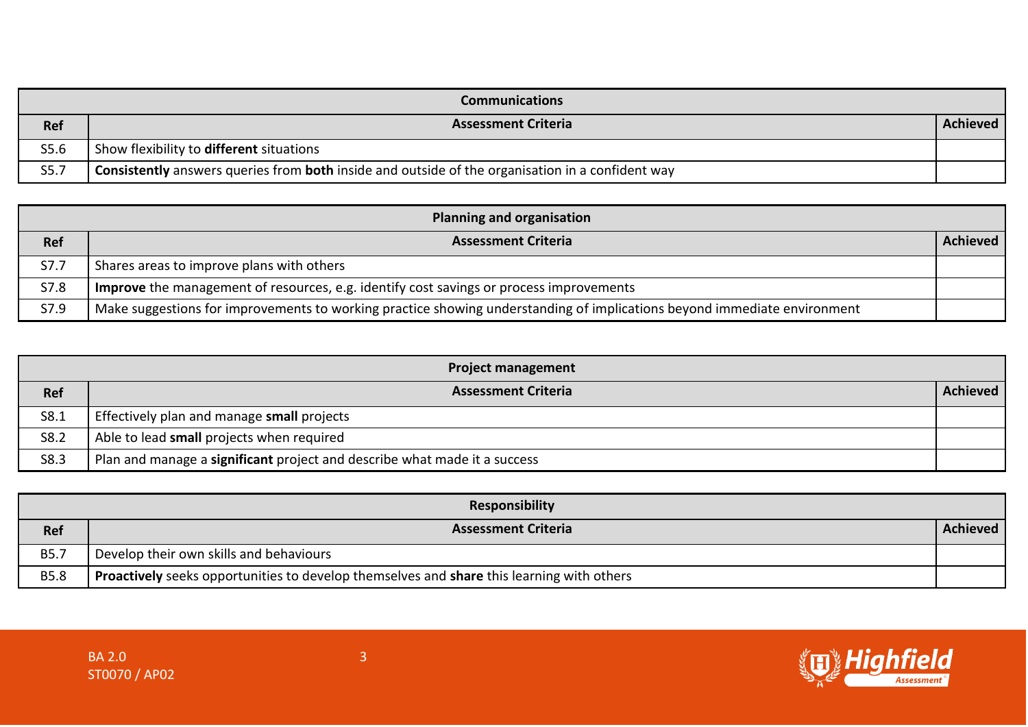| Communications | | |
|---|---|---|
| **Ref** | **Assessment Criteria** | **Achieved** |
| S5.6 | Show flexibility to **different** situations | |
| S5.7 | **Consistently** answers queries from **both** inside and outside of the organisation in a confident way | |

| Planning and organisation | | |
|---|---|---|
| **Ref** | **Assessment Criteria** | **Achieved** |
| S7.7 | Shares areas to improve plans with others | |
| S7.8 | **Improve** the management of resources, e.g. identify cost savings or process improvements | |
| S7.9 | Make suggestions for improvements to working practice showing understanding of implications beyond immediate environment | |

| Project management | | |
|---|---|---|
| **Ref** | **Assessment Criteria** | **Achieved** |
| S8.1 | Effectively plan and manage **small** projects | |
| S8.2 | Able to lead **small** projects when required | |
| S8.3 | Plan and manage a **significant** project and describe what made it a success | |

| Responsibility | | |
|---|---|---|
| **Ref** | **Assessment Criteria** | **Achieved** |
| B5.7 | Develop their own skills and behaviours | |
| B5.8 | **Proactively** seeks opportunities to develop themselves and **share** this learning with others | |